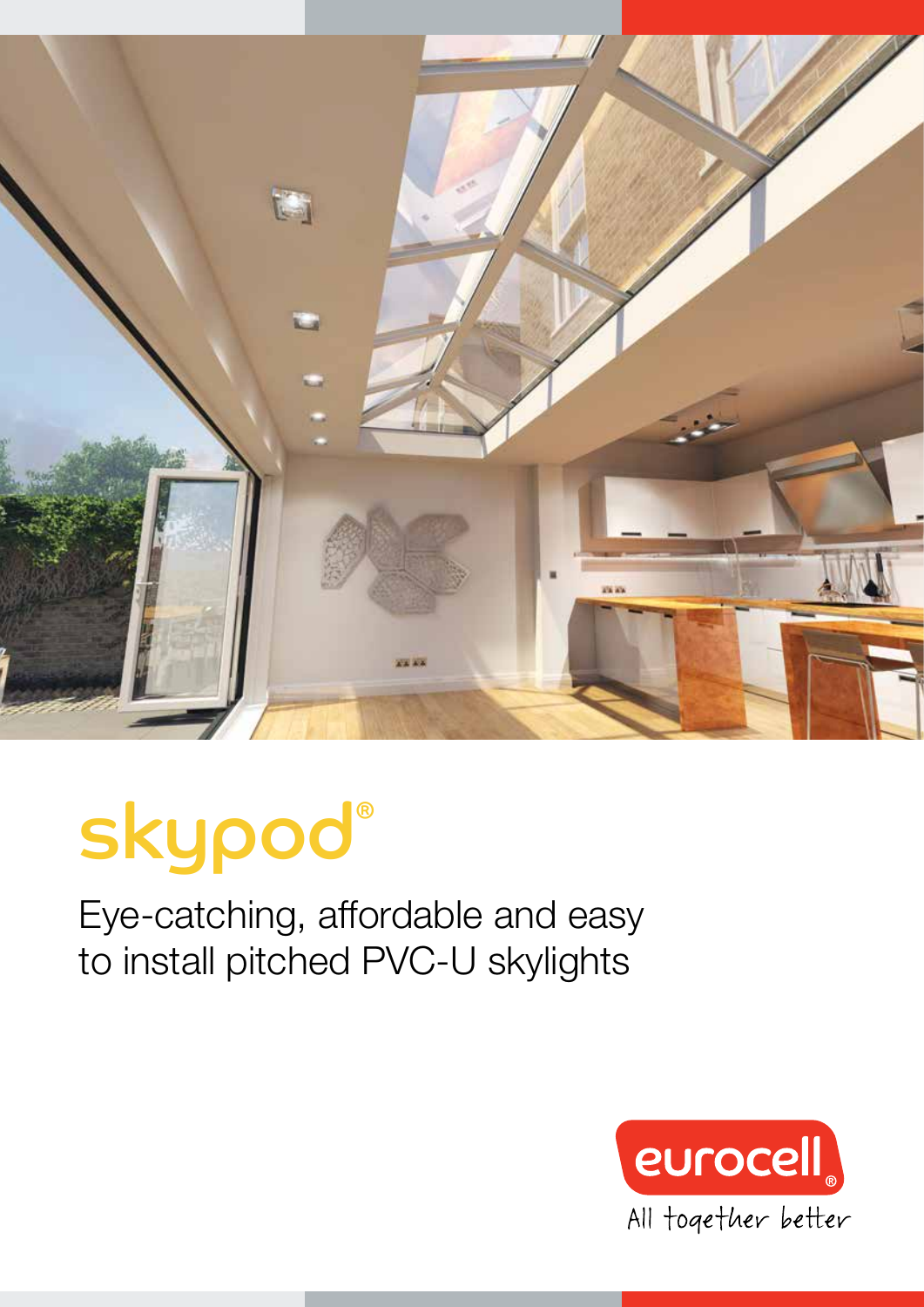# skypod®

Eye-catching, affordable and easy to install pitched PVC-U skylights

eurocell®

All together better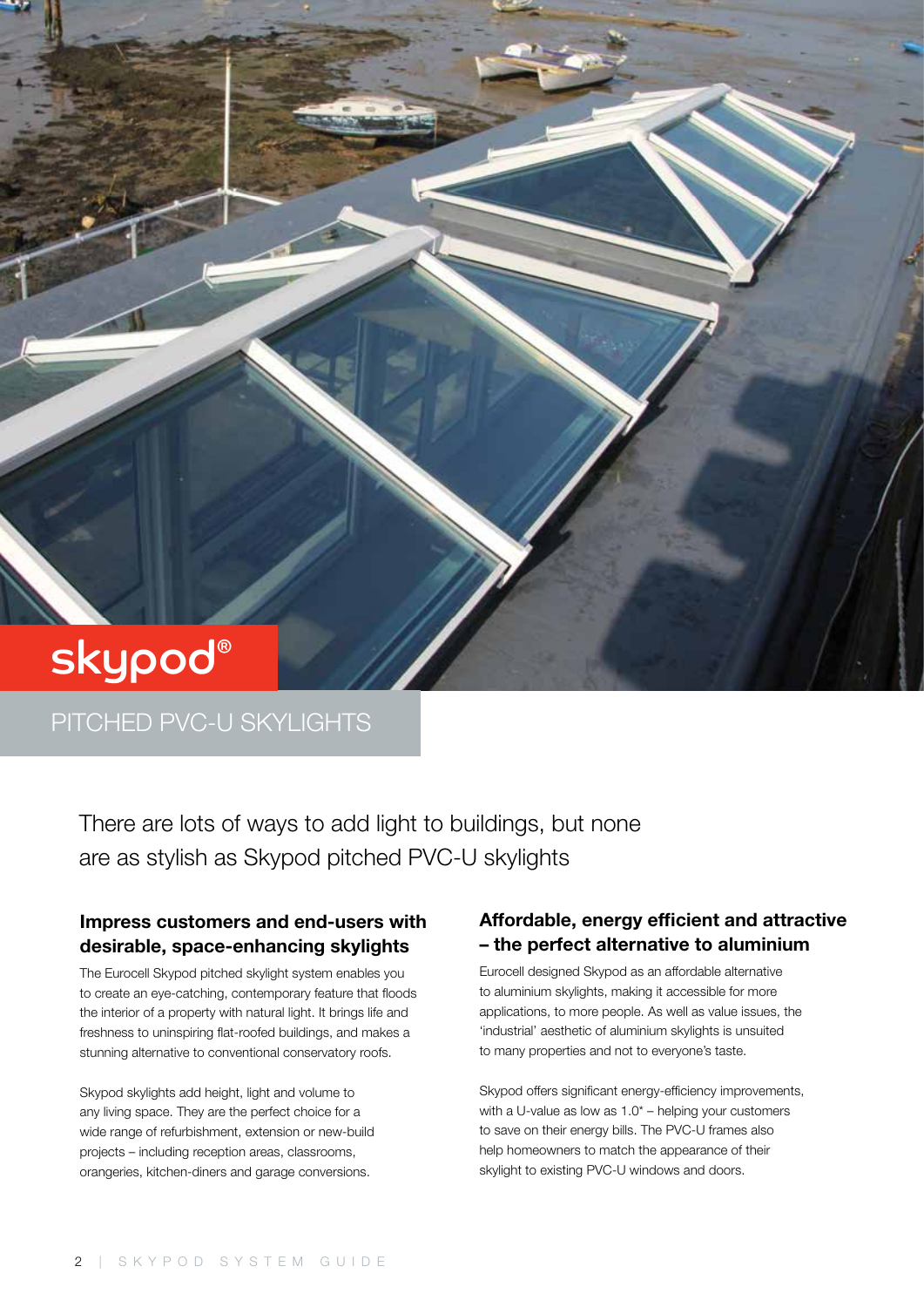# skypod®

## PITCHED PVC-U SKYLIGHTS

There are lots of ways to add light to buildings, but none are as stylish as Skypod pitched PVC-U skylights

### Impress customers and end-users with desirable, space-enhancing skylights

The Eurocell Skypod pitched skylight system enables you to create an eye-catching, contemporary feature that floods the interior of a property with natural light. It brings life and freshness to uninspiring flat-roofed buildings, and makes a stunning alternative to conventional conservatory roofs.

Skypod skylights add height, light and volume to any living space. They are the perfect choice for a wide range of refurbishment, extension or new-build projects – including reception areas, classrooms, orangeries, kitchen-diners and garage conversions.

### Affordable, energy efficient and attractive – the perfect alternative to aluminium

Eurocell designed Skypod as an affordable alternative to aluminium skylights, making it accessible for more applications, to more people. As well as value issues, the 'industrial' aesthetic of aluminium skylights is unsuited to many properties and not to everyone's taste.

Skypod offers significant energy-efficiency improvements, with a U-value as low as 1.0* – helping your customers to save on their energy bills. The PVC-U frames also help homeowners to match the appearance of their skylight to existing PVC-U windows and doors.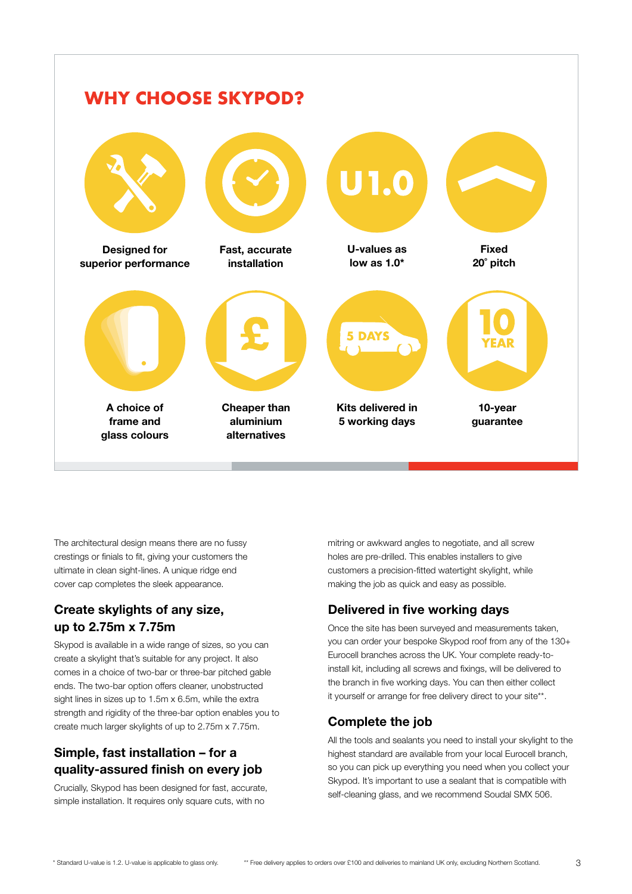## WHY CHOOSE SKYPOD?

- Designed for superior performance
- Fast, accurate installation
- U-values as low as 1.0*
- Fixed 20° pitch
- A choice of frame and glass colours
- Cheaper than aluminium alternatives
- Kits delivered in 5 working days
- 10-year guarantee

The architectural design means there are no fussy crestings or finials to fit, giving your customers the ultimate in clean sight-lines. A unique ridge end cover cap completes the sleek appearance.

### Create skylights of any size, up to 2.75m x 7.75m

Skypod is available in a wide range of sizes, so you can create a skylight that's suitable for any project. It also comes in a choice of two-bar or three-bar pitched gable ends. The two-bar option offers cleaner, unobstructed sight lines in sizes up to 1.5m x 6.5m, while the extra strength and rigidity of the three-bar option enables you to create much larger skylights of up to 2.75m x 7.75m.

### Simple, fast installation – for a quality-assured finish on every job

Crucially, Skypod has been designed for fast, accurate, simple installation. It requires only square cuts, with no mitring or awkward angles to negotiate, and all screw holes are pre-drilled. This enables installers to give customers a precision-fitted watertight skylight, while making the job as quick and easy as possible.

### Delivered in five working days

Once the site has been surveyed and measurements taken, you can order your bespoke Skypod roof from any of the 130+ Eurocell branches across the UK. Your complete ready-to-install kit, including all screws and fixings, will be delivered to the branch in five working days. You can then either collect it yourself or arrange for free delivery direct to your site**.

### Complete the job

All the tools and sealants you need to install your skylight to the highest standard are available from your local Eurocell branch, so you can pick up everything you need when you collect your Skypod. It's important to use a sealant that is compatible with self-cleaning glass, and we recommend Soudal SMX 506.

* Standard U-value is 1.2. U-value is applicable to glass only.

** Free delivery applies to orders over £100 and deliveries to mainland UK only, excluding Northern Scotland.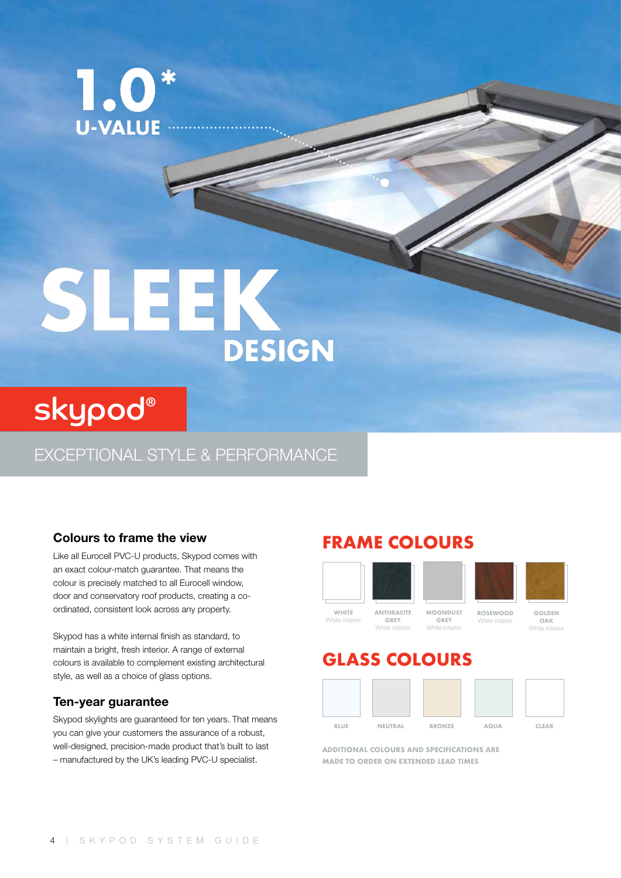1.0*
U-VALUE

# SLEEK DESIGN

skypod®

EXCEPTIONAL STYLE & PERFORMANCE

## Colours to frame the view

Like all Eurocell PVC-U products, Skypod comes with an exact colour-match guarantee. That means the colour is precisely matched to all Eurocell window, door and conservatory roof products, creating a co-ordinated, consistent look across any property.

Skypod has a white internal finish as standard, to maintain a bright, fresh interior. A range of external colours is available to complement existing architectural style, as well as a choice of glass options.

## Ten-year guarantee

Skypod skylights are guaranteed for ten years. That means you can give your customers the assurance of a robust, well-designed, precision-made product that's built to last – manufactured by the UK's leading PVC-U specialist.

## FRAME COLOURS

- WHITE – White interior
- ANTHRACITE GREY – White interior
- MOONDUST GREY – White interior
- ROSEWOOD – White interior
- GOLDEN OAK – White interior

## GLASS COLOURS

- BLUE
- NEUTRAL
- BRONZE
- AQUA
- CLEAR

ADDITIONAL COLOURS AND SPECIFICATIONS ARE MADE TO ORDER ON EXTENDED LEAD TIMES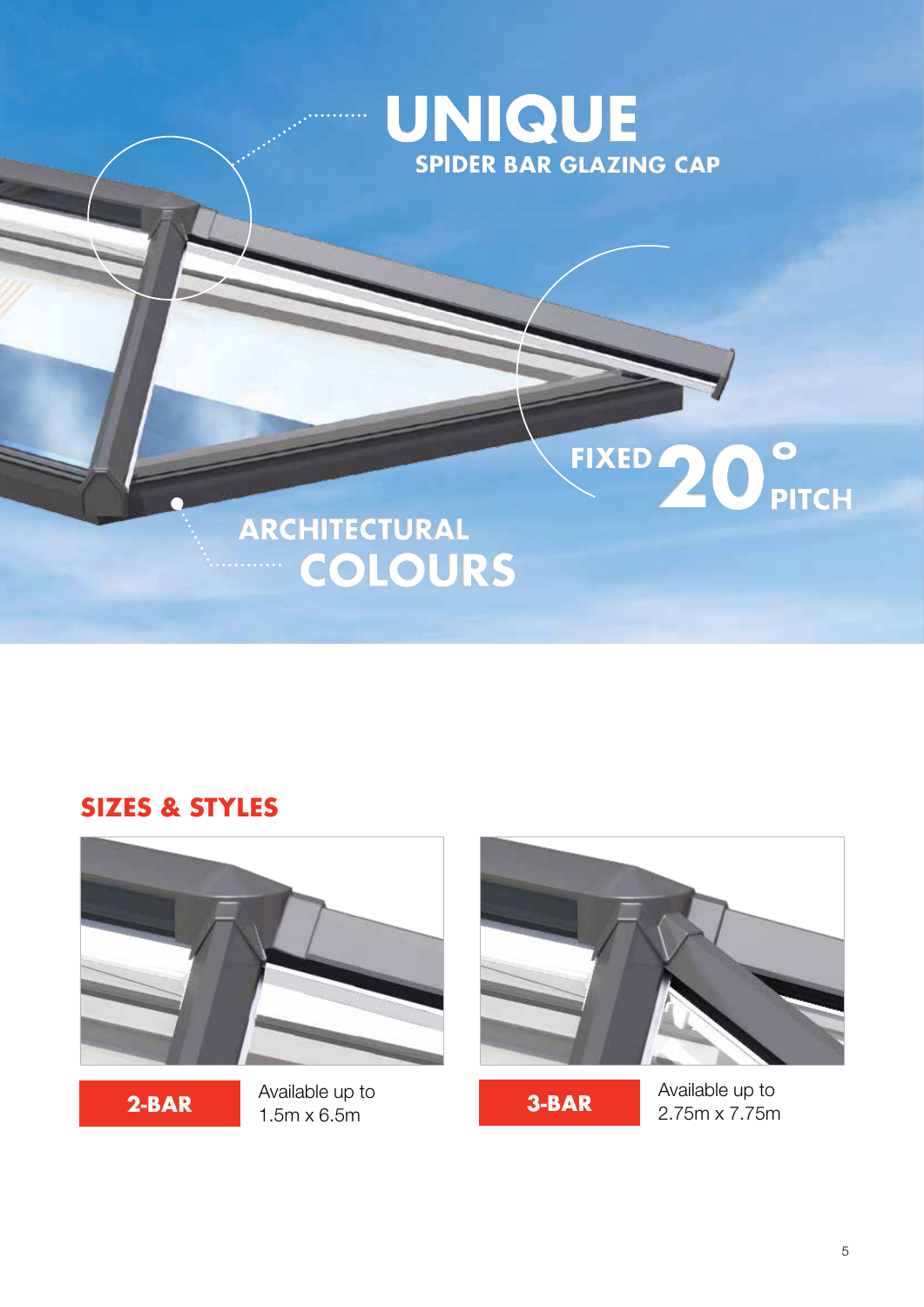UNIQUE
SPIDER BAR GLAZING CAP

FIXED 20° PITCH

ARCHITECTURAL COLOURS

## SIZES & STYLES

**2-BAR** Available up to 1.5m x 6.5m

**3-BAR** Available up to 2.75m x 7.75m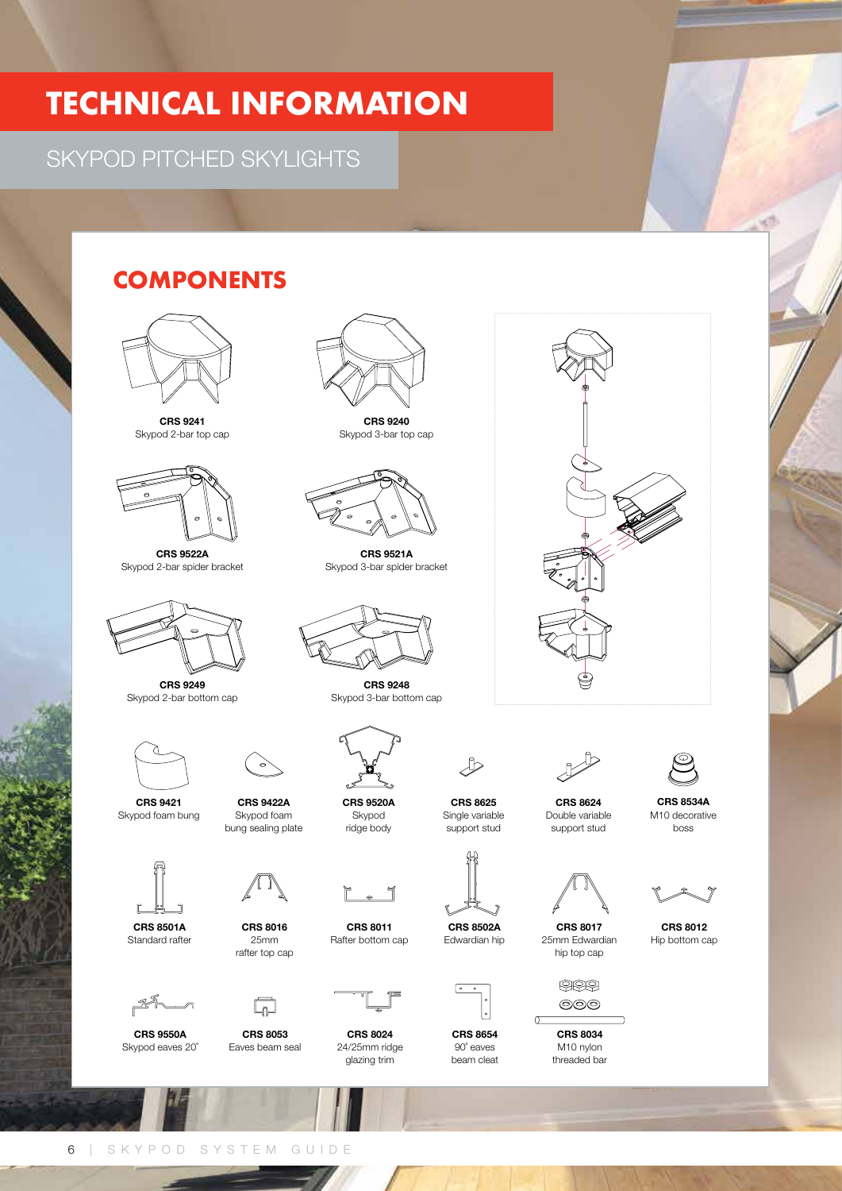# TECHNICAL INFORMATION

## SKYPOD PITCHED SKYLIGHTS

### COMPONENTS

**CRS 9241**
Skypod 2-bar top cap

**CRS 9240**
Skypod 3-bar top cap

**CRS 9522A**
Skypod 2-bar spider bracket

**CRS 9521A**
Skypod 3-bar spider bracket

**CRS 9249**
Skypod 2-bar bottom cap

**CRS 9248**
Skypod 3-bar bottom cap

**CRS 9421**
Skypod foam bung

**CRS 9422A**
Skypod foam bung sealing plate

**CRS 9520A**
Skypod ridge body

**CRS 8625**
Single variable support stud

**CRS 8624**
Double variable support stud

**CRS 8534A**
M10 decorative boss

**CRS 8501A**
Standard rafter

**CRS 8016**
25mm rafter top cap

**CRS 8011**
Rafter bottom cap

**CRS 8502A**
Edwardian hip

**CRS 8017**
25mm Edwardian hip top cap

**CRS 8012**
Hip bottom cap

**CRS 9550A**
Skypod eaves 20˚

**CRS 8053**
Eaves beam seal

**CRS 8024**
24/25mm ridge glazing trim

**CRS 8654**
90˚ eaves beam cleat

**CRS 8034**
M10 nylon threaded bar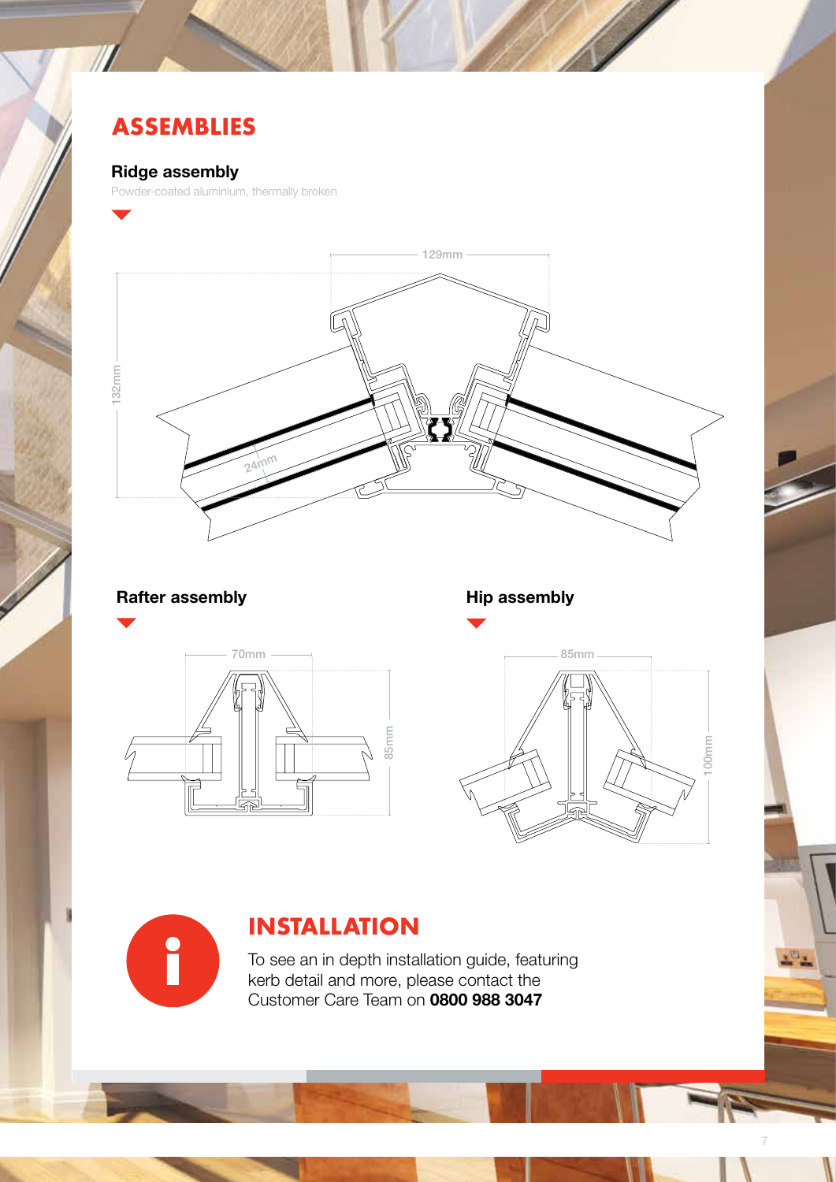# ASSEMBLIES

### Ridge assembly

Powder-coated aluminium, thermally broken

129mm

132mm

24mm

### Rafter assembly

70mm

85mm

### Hip assembly

85mm

100mm

## INSTALLATION

To see an in depth installation guide, featuring kerb detail and more, please contact the Customer Care Team on **0800 988 3047**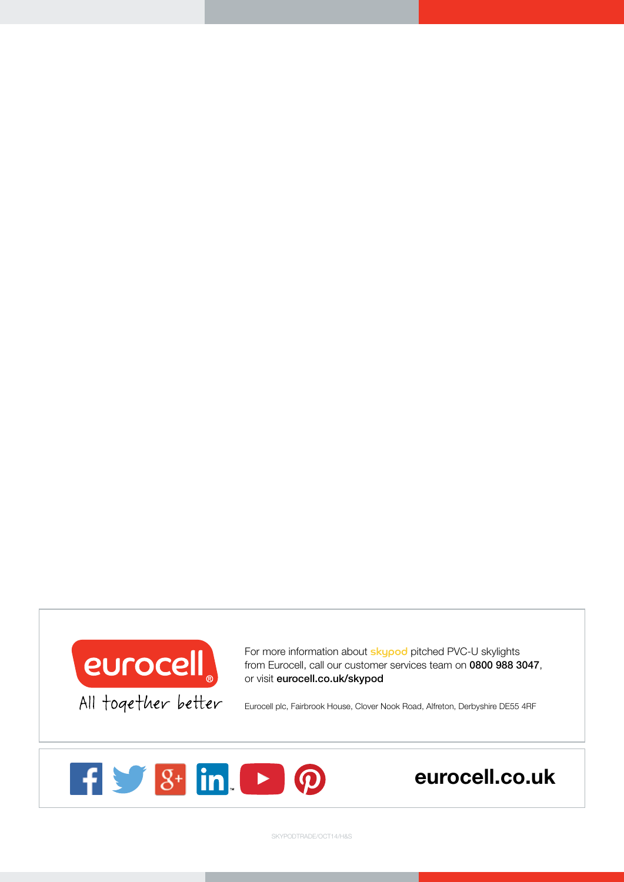eurocell®

All together better

For more information about skypod pitched PVC-U skylights from Eurocell, call our customer services team on **0800 988 3047**, or visit **eurocell.co.uk/skypod**

Eurocell plc, Fairbrook House, Clover Nook Road, Alfreton, Derbyshire DE55 4RF

**eurocell.co.uk**

SKYPODTRADE/OCT14/H&S